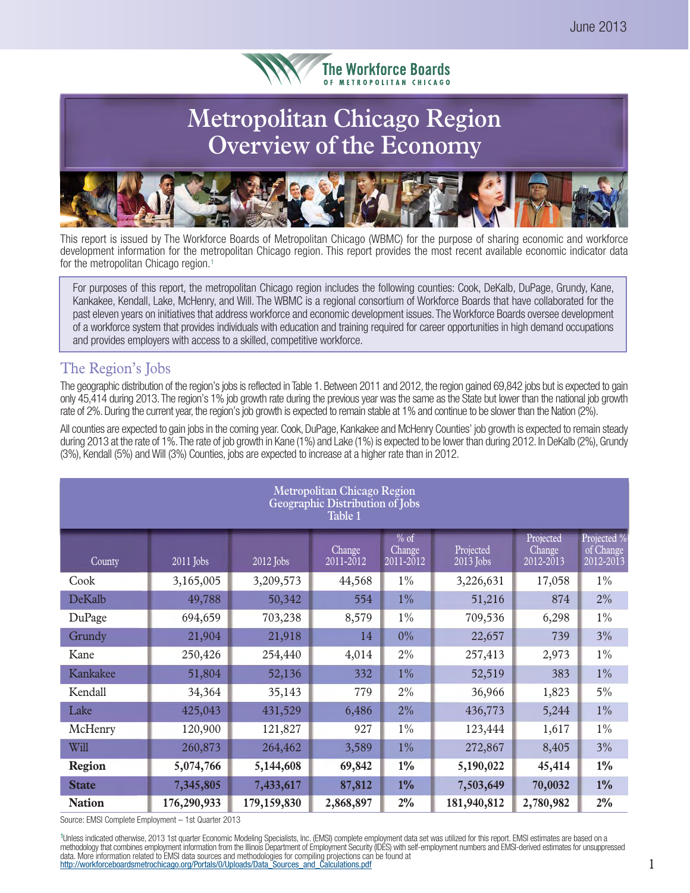June 2013

The Workforce Boards OF METROPOLITAN CHICAGO

# Metropolitan Chicago Region Overview of the Economy

This report is issued by The Workforce Boards of Metropolitan Chicago (WBMC) for the purpose of sharing economic and workforce development information for the metropolitan Chicago region. This report provides the most recent available economic indicator data for the metropolitan Chicago region.[1]

For purposes of this report, the metropolitan Chicago region includes the following counties: Cook, DeKalb, DuPage, Grundy, Kane, Kankakee, Kendall, Lake, McHenry, and Will. The WBMC is a regional consortium of Workforce Boards that have collaborated for the past eleven years on initiatives that address workforce and economic development issues. The Workforce Boards oversee development of a workforce system that provides individuals with education and training required for career opportunities in high demand occupations and provides employers with access to a skilled, competitive workforce.

## The Region's Jobs

The geographic distribution of the region's jobs is reflected in Table 1. Between 2011 and 2012, the region gained 69,842 jobs but is expected to gain only 45,414 during 2013. The region's 1% job growth rate during the previous year was the same as the State but lower than the national job growth rate of 2%. During the current year, the region's job growth is expected to remain stable at 1% and continue to be slower than the Nation (2%).

All counties are expected to gain jobs in the coming year. Cook, DuPage, Kankakee and McHenry Counties' job growth is expected to remain steady during 2013 at the rate of 1%. The rate of job growth in Kane (1%) and Lake (1%) is expected to be lower than during 2012. In DeKalb (2%), Grundy (3%), Kendall (5%) and Will (3%) Counties, jobs are expected to increase at a higher rate than in 2012.

**Metropolitan Chicago Region Geographic Distribution of Jobs Table 1**

| County | 2011 Jobs | 2012 Jobs | Change 2011-2012 | % of Change 2011-2012 | Projected 2013 Jobs | Projected Change 2012-2013 | Projected % of Change 2012-2013 |
|---|---|---|---|---|---|---|---|
| Cook | 3,165,005 | 3,209,573 | 44,568 | 1% | 3,226,631 | 17,058 | 1% |
| DeKalb | 49,788 | 50,342 | 554 | 1% | 51,216 | 874 | 2% |
| DuPage | 694,659 | 703,238 | 8,579 | 1% | 709,536 | 6,298 | 1% |
| Grundy | 21,904 | 21,918 | 14 | 0% | 22,657 | 739 | 3% |
| Kane | 250,426 | 254,440 | 4,014 | 2% | 257,413 | 2,973 | 1% |
| Kankakee | 51,804 | 52,136 | 332 | 1% | 52,519 | 383 | 1% |
| Kendall | 34,364 | 35,143 | 779 | 2% | 36,966 | 1,823 | 5% |
| Lake | 425,043 | 431,529 | 6,486 | 2% | 436,773 | 5,244 | 1% |
| McHenry | 120,900 | 121,827 | 927 | 1% | 123,444 | 1,617 | 1% |
| Will | 260,873 | 264,462 | 3,589 | 1% | 272,867 | 8,405 | 3% |
| **Region** | **5,074,766** | **5,144,608** | **69,842** | **1%** | **5,190,022** | **45,414** | **1%** |
| **State** | **7,345,805** | **7,433,617** | **87,812** | **1%** | **7,503,649** | **70,0032** | **1%** |
| **Nation** | **176,290,933** | **179,159,830** | **2,868,897** | **2%** | **181,940,812** | **2,780,982** | **2%** |

Source: EMSI Complete Employment – 1st Quarter 2013

[1]Unless indicated otherwise, 2013 1st quarter Economic Modeling Specialists, Inc. (EMSI) complete employment data set was utilized for this report. EMSI estimates are based on a methodology that combines employment information from the Illinois Department of Employment Security (IDES) with self-employment numbers and EMSI-derived estimates for unsuppressed data. More information related to EMSI data sources and methodologies for compiling projections can be found at http://workforceboardsmetrochicago.org/Portals/0/Uploads/Data_Sources_and_Calculations.pdf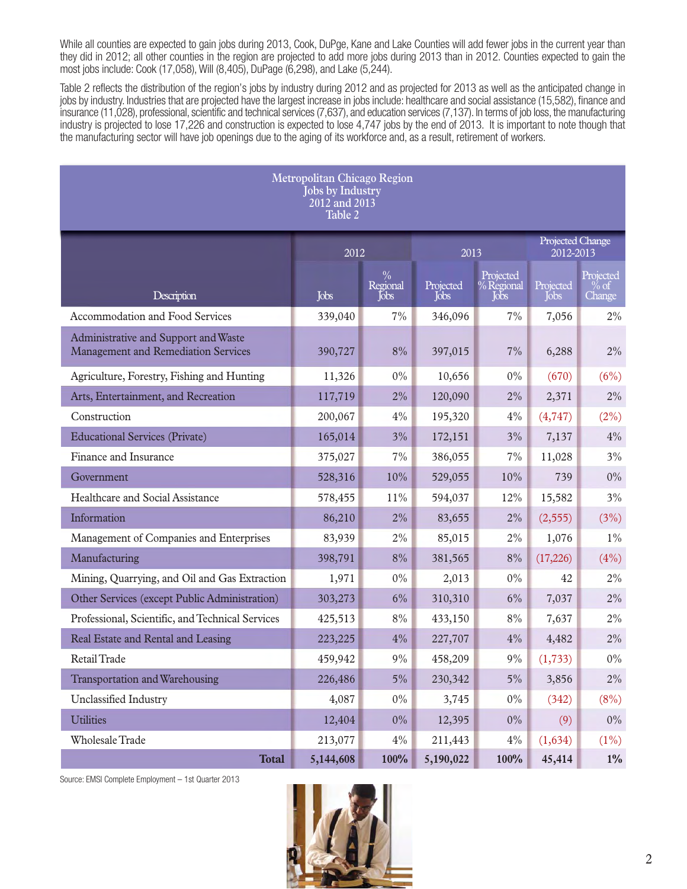While all counties are expected to gain jobs during 2013, Cook, DuPge, Kane and Lake Counties will add fewer jobs in the current year than they did in 2012; all other counties in the region are projected to add more jobs during 2013 than in 2012. Counties expected to gain the most jobs include: Cook (17,058), Will (8,405), DuPage (6,298), and Lake (5,244).

Table 2 reflects the distribution of the region's jobs by industry during 2012 and as projected for 2013 as well as the anticipated change in jobs by industry. Industries that are projected have the largest increase in jobs include: healthcare and social assistance (15,582), finance and insurance (11,028), professional, scientific and technical services (7,637), and education services (7,137). In terms of job loss, the manufacturing industry is projected to lose 17,226 and construction is expected to lose 4,747 jobs by the end of 2013. It is important to note though that the manufacturing sector will have job openings due to the aging of its workforce and, as a result, retirement of workers.

**Metropolitan Chicago Region**
**Jobs by Industry**
**2012 and 2013**
**Table 2**

| Description | 2012 | | 2013 | | Projected Change 2012-2013 | |
|---|---|---|---|---|---|---|
| | Jobs | % Regional Jobs | Projected Jobs | Projected % Regional Jobs | Projected Jobs | Projected % of Change |
| Accommodation and Food Services | 339,040 | 7% | 346,096 | 7% | 7,056 | 2% |
| Administrative and Support and Waste Management and Remediation Services | 390,727 | 8% | 397,015 | 7% | 6,288 | 2% |
| Agriculture, Forestry, Fishing and Hunting | 11,326 | 0% | 10,656 | 0% | (670) | (6%) |
| Arts, Entertainment, and Recreation | 117,719 | 2% | 120,090 | 2% | 2,371 | 2% |
| Construction | 200,067 | 4% | 195,320 | 4% | (4,747) | (2%) |
| Educational Services (Private) | 165,014 | 3% | 172,151 | 3% | 7,137 | 4% |
| Finance and Insurance | 375,027 | 7% | 386,055 | 7% | 11,028 | 3% |
| Government | 528,316 | 10% | 529,055 | 10% | 739 | 0% |
| Healthcare and Social Assistance | 578,455 | 11% | 594,037 | 12% | 15,582 | 3% |
| Information | 86,210 | 2% | 83,655 | 2% | (2,555) | (3%) |
| Management of Companies and Enterprises | 83,939 | 2% | 85,015 | 2% | 1,076 | 1% |
| Manufacturing | 398,791 | 8% | 381,565 | 8% | (17,226) | (4%) |
| Mining, Quarrying, and Oil and Gas Extraction | 1,971 | 0% | 2,013 | 0% | 42 | 2% |
| Other Services (except Public Administration) | 303,273 | 6% | 310,310 | 6% | 7,037 | 2% |
| Professional, Scientific, and Technical Services | 425,513 | 8% | 433,150 | 8% | 7,637 | 2% |
| Real Estate and Rental and Leasing | 223,225 | 4% | 227,707 | 4% | 4,482 | 2% |
| Retail Trade | 459,942 | 9% | 458,209 | 9% | (1,733) | 0% |
| Transportation and Warehousing | 226,486 | 5% | 230,342 | 5% | 3,856 | 2% |
| Unclassified Industry | 4,087 | 0% | 3,745 | 0% | (342) | (8%) |
| Utilities | 12,404 | 0% | 12,395 | 0% | (9) | 0% |
| Wholesale Trade | 213,077 | 4% | 211,443 | 4% | (1,634) | (1%) |
| **Total** | **5,144,608** | **100%** | **5,190,022** | **100%** | **45,414** | **1%** |

Source: EMSI Complete Employment – 1st Quarter 2013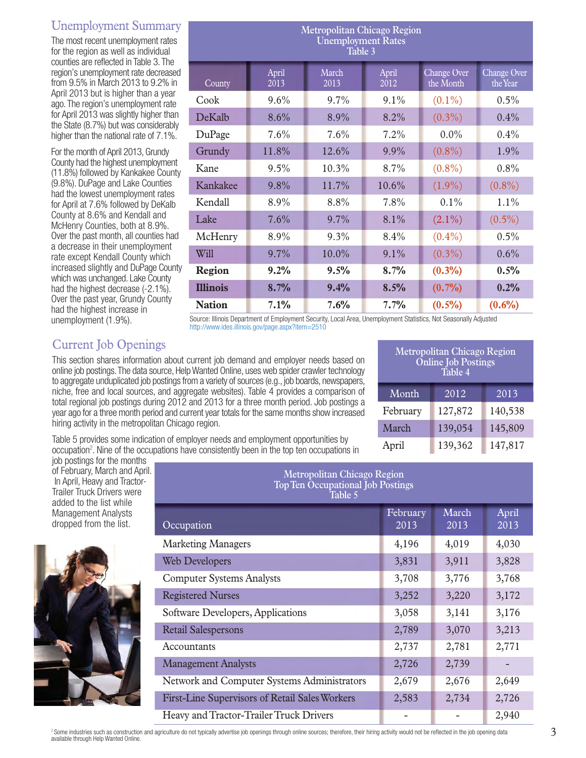## Unemployment Summary

The most recent unemployment rates for the region as well as individual counties are reflected in Table 3. The region's unemployment rate decreased from 9.5% in March 2013 to 9.2% in April 2013 but is higher than a year ago. The region's unemployment rate for April 2013 was slightly higher than the State (8.7%) but was considerably higher than the national rate of 7.1%.

For the month of April 2013, Grundy County had the highest unemployment (11.8%) followed by Kankakee County (9.8%). DuPage and Lake Counties had the lowest unemployment rates for April at 7.6% followed by DeKalb County at 8.6% and Kendall and McHenry Counties, both at 8.9%. Over the past month, all counties had a decrease in their unemployment rate except Kendall County which increased slightly and DuPage County which was unchanged. Lake County had the highest decrease (-2.1%). Over the past year, Grundy County had the highest increase in unemployment (1.9%).

**Metropolitan Chicago Region Unemployment Rates Table 3**

| County | April 2013 | March 2013 | April 2012 | Change Over the Month | Change Over the Year |
|---|---|---|---|---|---|
| Cook | 9.6% | 9.7% | 9.1% | (0.1%) | 0.5% |
| DeKalb | 8.6% | 8.9% | 8.2% | (0.3%) | 0.4% |
| DuPage | 7.6% | 7.6% | 7.2% | 0.0% | 0.4% |
| Grundy | 11.8% | 12.6% | 9.9% | (0.8%) | 1.9% |
| Kane | 9.5% | 10.3% | 8.7% | (0.8%) | 0.8% |
| Kankakee | 9.8% | 11.7% | 10.6% | (1.9%) | (0.8%) |
| Kendall | 8.9% | 8.8% | 7.8% | 0.1% | 1.1% |
| Lake | 7.6% | 9.7% | 8.1% | (2.1%) | (0.5%) |
| McHenry | 8.9% | 9.3% | 8.4% | (0.4%) | 0.5% |
| Will | 9.7% | 10.0% | 9.1% | (0.3%) | 0.6% |
| **Region** | **9.2%** | **9.5%** | **8.7%** | **(0.3%)** | **0.5%** |
| **Illinois** | **8.7%** | **9.4%** | **8.5%** | **(0.7%)** | **0.2%** |
| **Nation** | **7.1%** | **7.6%** | **7.7%** | **(0.5%)** | **(0.6%)** |

Source: Illinois Department of Employment Security, Local Area, Unemployment Statistics, Not Seasonally Adjusted
http://www.ides.illinois.gov/page.aspx?item=2510

## Current Job Openings

This section shares information about current job demand and employer needs based on online job postings. The data source, Help Wanted Online, uses web spider crawler technology to aggregate unduplicated job postings from a variety of sources (e.g., job boards, newspapers, niche, free and local sources, and aggregate websites). Table 4 provides a comparison of total regional job postings during 2012 and 2013 for a three month period. Job postings a year ago for a three month period and current year totals for the same months show increased hiring activity in the metropolitan Chicago region.

Table 5 provides some indication of employer needs and employment opportunities by occupation[2]. Nine of the occupations have consistently been in the top ten occupations in job postings for the months of February, March and April. In April, Heavy and Tractor-Trailer Truck Drivers were added to the list while Management Analysts dropped from the list.

**Metropolitan Chicago Region Online Job Postings Table 4**

| Month | 2012 | 2013 |
|---|---|---|
| February | 127,872 | 140,538 |
| March | 139,054 | 145,809 |
| April | 139,362 | 147,817 |

**Metropolitan Chicago Region Top Ten Occupational Job Postings Table 5**

| Occupation | February 2013 | March 2013 | April 2013 |
|---|---|---|---|
| Marketing Managers | 4,196 | 4,019 | 4,030 |
| Web Developers | 3,831 | 3,911 | 3,828 |
| Computer Systems Analysts | 3,708 | 3,776 | 3,768 |
| Registered Nurses | 3,252 | 3,220 | 3,172 |
| Software Developers, Applications | 3,058 | 3,141 | 3,176 |
| Retail Salespersons | 2,789 | 3,070 | 3,213 |
| Accountants | 2,737 | 2,781 | 2,771 |
| Management Analysts | 2,726 | 2,739 | - |
| Network and Computer Systems Administrators | 2,679 | 2,676 | 2,649 |
| First-Line Supervisors of Retail Sales Workers | 2,583 | 2,734 | 2,726 |
| Heavy and Tractor-Trailer Truck Drivers | - | - | 2,940 |

[2] Some industries such as construction and agriculture do not typically advertise job openings through online sources; therefore, their hiring activity would not be reflected in the job opening data available through Help Wanted Online.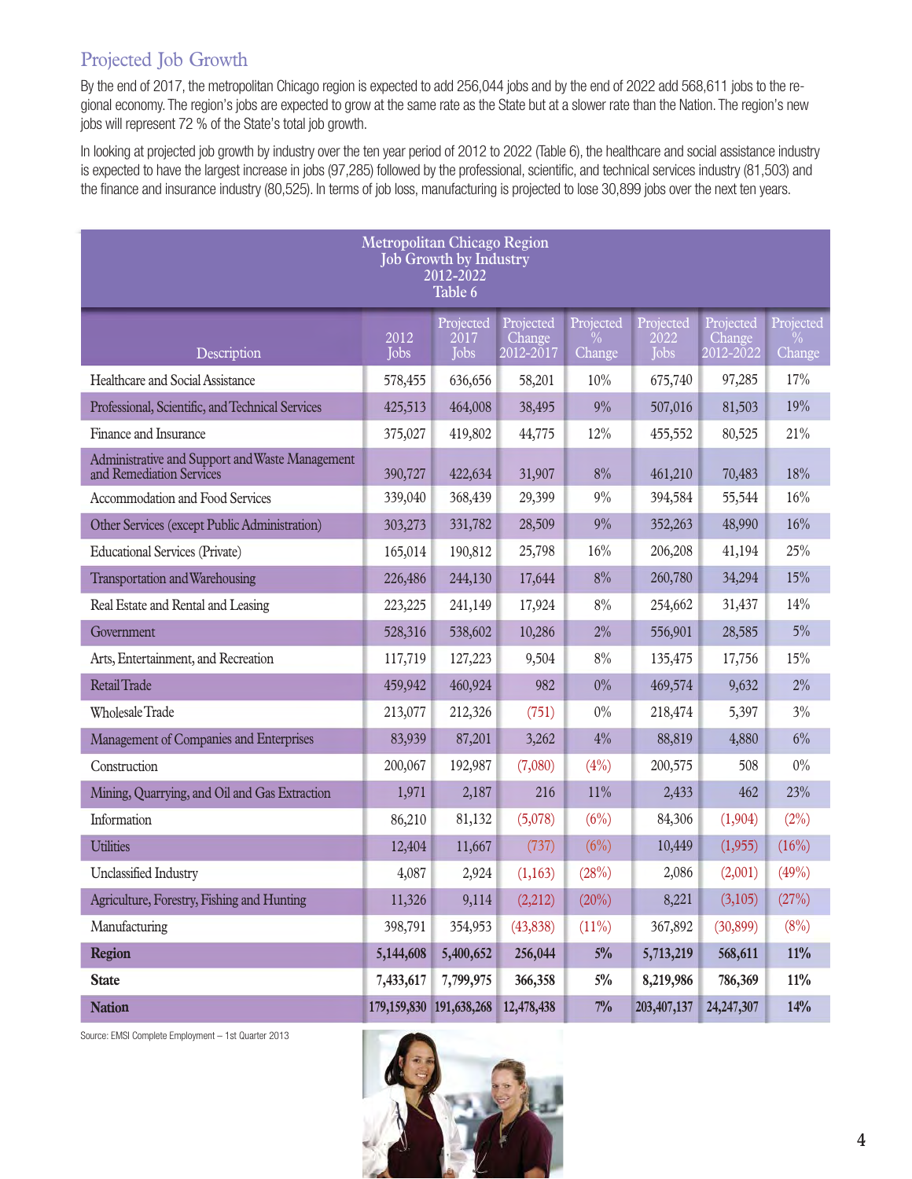## Projected Job Growth

By the end of 2017, the metropolitan Chicago region is expected to add 256,044 jobs and by the end of 2022 add 568,611 jobs to the regional economy. The region's jobs are expected to grow at the same rate as the State but at a slower rate than the Nation. The region's new jobs will represent 72 % of the State's total job growth.

In looking at projected job growth by industry over the ten year period of 2012 to 2022 (Table 6), the healthcare and social assistance industry is expected to have the largest increase in jobs (97,285) followed by the professional, scientific, and technical services industry (81,503) and the finance and insurance industry (80,525). In terms of job loss, manufacturing is projected to lose 30,899 jobs over the next ten years.

**Metropolitan Chicago Region Job Growth by Industry 2012-2022 Table 6**

| Description | 2012 Jobs | Projected 2017 Jobs | Projected Change 2012-2017 | Projected % Change | Projected 2022 Jobs | Projected Change 2012-2022 | Projected % Change |
|---|---|---|---|---|---|---|---|
| Healthcare and Social Assistance | 578,455 | 636,656 | 58,201 | 10% | 675,740 | 97,285 | 17% |
| Professional, Scientific, and Technical Services | 425,513 | 464,008 | 38,495 | 9% | 507,016 | 81,503 | 19% |
| Finance and Insurance | 375,027 | 419,802 | 44,775 | 12% | 455,552 | 80,525 | 21% |
| Administrative and Support and Waste Management and Remediation Services | 390,727 | 422,634 | 31,907 | 8% | 461,210 | 70,483 | 18% |
| Accommodation and Food Services | 339,040 | 368,439 | 29,399 | 9% | 394,584 | 55,544 | 16% |
| Other Services (except Public Administration) | 303,273 | 331,782 | 28,509 | 9% | 352,263 | 48,990 | 16% |
| Educational Services (Private) | 165,014 | 190,812 | 25,798 | 16% | 206,208 | 41,194 | 25% |
| Transportation and Warehousing | 226,486 | 244,130 | 17,644 | 8% | 260,780 | 34,294 | 15% |
| Real Estate and Rental and Leasing | 223,225 | 241,149 | 17,924 | 8% | 254,662 | 31,437 | 14% |
| Government | 528,316 | 538,602 | 10,286 | 2% | 556,901 | 28,585 | 5% |
| Arts, Entertainment, and Recreation | 117,719 | 127,223 | 9,504 | 8% | 135,475 | 17,756 | 15% |
| Retail Trade | 459,942 | 460,924 | 982 | 0% | 469,574 | 9,632 | 2% |
| Wholesale Trade | 213,077 | 212,326 | (751) | 0% | 218,474 | 5,397 | 3% |
| Management of Companies and Enterprises | 83,939 | 87,201 | 3,262 | 4% | 88,819 | 4,880 | 6% |
| Construction | 200,067 | 192,987 | (7,080) | (4%) | 200,575 | 508 | 0% |
| Mining, Quarrying, and Oil and Gas Extraction | 1,971 | 2,187 | 216 | 11% | 2,433 | 462 | 23% |
| Information | 86,210 | 81,132 | (5,078) | (6%) | 84,306 | (1,904) | (2%) |
| Utilities | 12,404 | 11,667 | (737) | (6%) | 10,449 | (1,955) | (16%) |
| Unclassified Industry | 4,087 | 2,924 | (1,163) | (28%) | 2,086 | (2,001) | (49%) |
| Agriculture, Forestry, Fishing and Hunting | 11,326 | 9,114 | (2,212) | (20%) | 8,221 | (3,105) | (27%) |
| Manufacturing | 398,791 | 354,953 | (43,838) | (11%) | 367,892 | (30,899) | (8%) |
| **Region** | **5,144,608** | **5,400,652** | **256,044** | **5%** | **5,713,219** | **568,611** | **11%** |
| **State** | **7,433,617** | **7,799,975** | **366,358** | **5%** | **8,219,986** | **786,369** | **11%** |
| **Nation** | **179,159,830** | **191,638,268** | **12,478,438** | **7%** | **203,407,137** | **24,247,307** | **14%** |

Source: EMSI Complete Employment – 1st Quarter 2013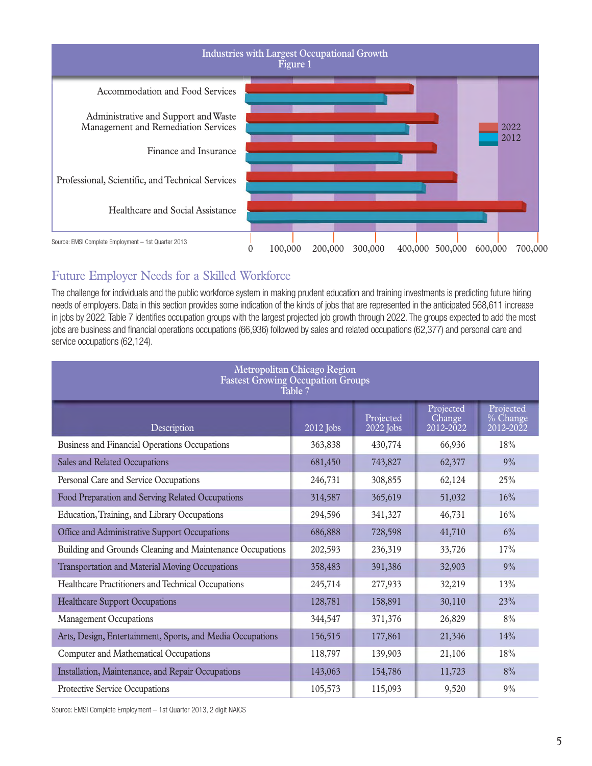## Industries with Largest Occupational Growth
Figure 1

Accommodation and Food Services

Administrative and Support and Waste Management and Remediation Services

Finance and Insurance

Professional, Scientific, and Technical Services

Healthcare and Social Assistance

2022
2012

0 100,000 200,000 300,000 400,000 500,000 600,000 700,000

Source: EMSI Complete Employment – 1st Quarter 2013

## Future Employer Needs for a Skilled Workforce

The challenge for individuals and the public workforce system in making prudent education and training investments is predicting future hiring needs of employers. Data in this section provides some indication of the kinds of jobs that are represented in the anticipated 568,611 increase in jobs by 2022. Table 7 identifies occupation groups with the largest projected job growth through 2022. The groups expected to add the most jobs are business and financial operations occupations (66,936) followed by sales and related occupations (62,377) and personal care and service occupations (62,124).

**Metropolitan Chicago Region**
**Fastest Growing Occupation Groups**
**Table 7**

| Description | 2012 Jobs | Projected 2022 Jobs | Projected Change 2012-2022 | Projected % Change 2012-2022 |
|---|---|---|---|---|
| Business and Financial Operations Occupations | 363,838 | 430,774 | 66,936 | 18% |
| Sales and Related Occupations | 681,450 | 743,827 | 62,377 | 9% |
| Personal Care and Service Occupations | 246,731 | 308,855 | 62,124 | 25% |
| Food Preparation and Serving Related Occupations | 314,587 | 365,619 | 51,032 | 16% |
| Education, Training, and Library Occupations | 294,596 | 341,327 | 46,731 | 16% |
| Office and Administrative Support Occupations | 686,888 | 728,598 | 41,710 | 6% |
| Building and Grounds Cleaning and Maintenance Occupations | 202,593 | 236,319 | 33,726 | 17% |
| Transportation and Material Moving Occupations | 358,483 | 391,386 | 32,903 | 9% |
| Healthcare Practitioners and Technical Occupations | 245,714 | 277,933 | 32,219 | 13% |
| Healthcare Support Occupations | 128,781 | 158,891 | 30,110 | 23% |
| Management Occupations | 344,547 | 371,376 | 26,829 | 8% |
| Arts, Design, Entertainment, Sports, and Media Occupations | 156,515 | 177,861 | 21,346 | 14% |
| Computer and Mathematical Occupations | 118,797 | 139,903 | 21,106 | 18% |
| Installation, Maintenance, and Repair Occupations | 143,063 | 154,786 | 11,723 | 8% |
| Protective Service Occupations | 105,573 | 115,093 | 9,520 | 9% |

Source: EMSI Complete Employment – 1st Quarter 2013, 2 digit NAICS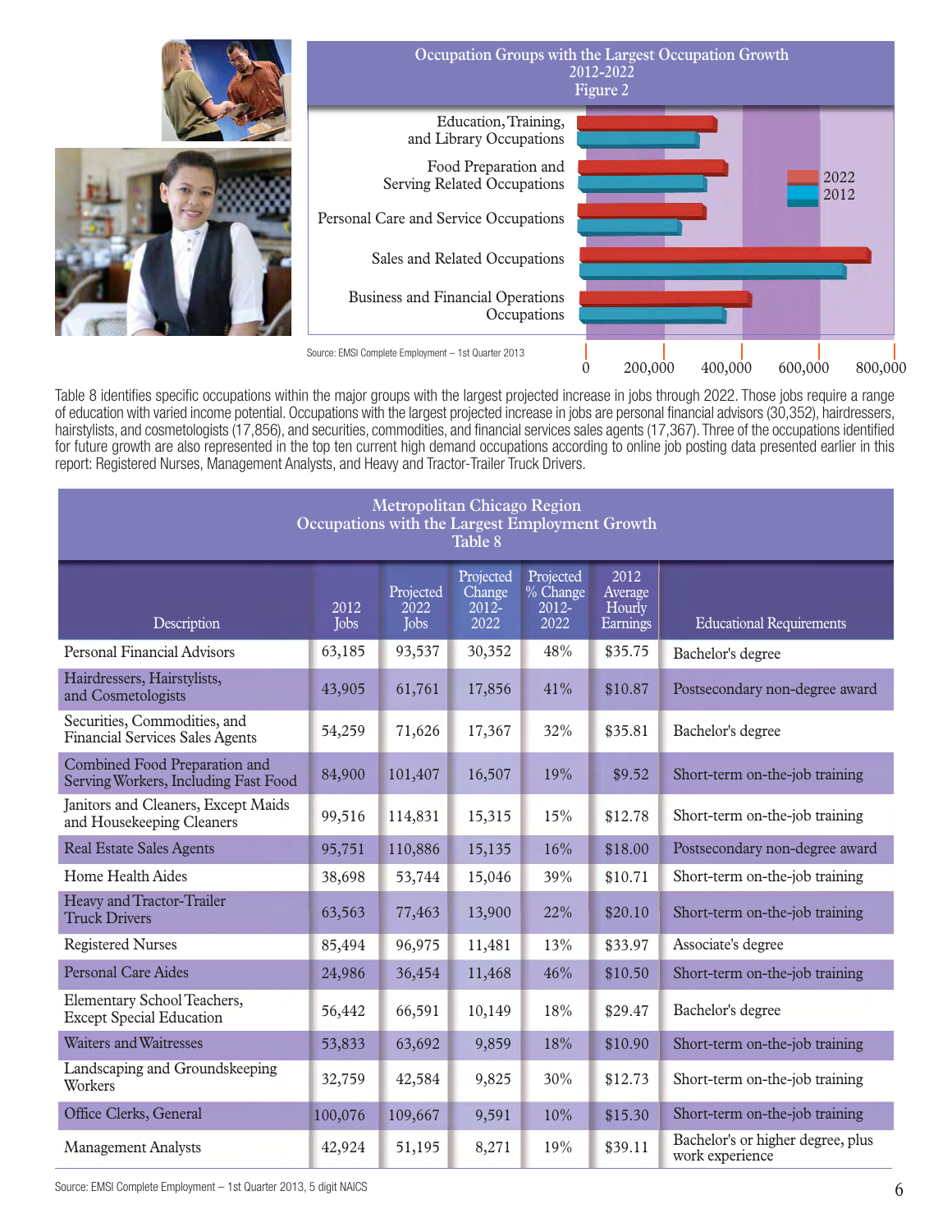## Occupation Groups with the Largest Occupation Growth 2012-2022
Figure 2

- Education, Training, and Library Occupations
- Food Preparation and Serving Related Occupations
- Personal Care and Service Occupations
- Sales and Related Occupations
- Business and Financial Operations Occupations

Legend: 2022, 2012

Axis: 0, 200,000, 400,000, 600,000, 800,000

Source: EMSI Complete Employment – 1st Quarter 2013

Table 8 identifies specific occupations within the major groups with the largest projected increase in jobs through 2022. Those jobs require a range of education with varied income potential. Occupations with the largest projected increase in jobs are personal financial advisors (30,352), hairdressers, hairstylists, and cosmetologists (17,856), and securities, commodities, and financial services sales agents (17,367). Three of the occupations identified for future growth are also represented in the top ten current high demand occupations according to online job posting data presented earlier in this report: Registered Nurses, Management Analysts, and Heavy and Tractor-Trailer Truck Drivers.

## Metropolitan Chicago Region Occupations with the Largest Employment Growth
Table 8

| Description | 2012 Jobs | Projected 2022 Jobs | Projected Change 2012-2022 | Projected % Change 2012-2022 | 2012 Average Hourly Earnings | Educational Requirements |
|---|---|---|---|---|---|---|
| Personal Financial Advisors | 63,185 | 93,537 | 30,352 | 48% | $35.75 | Bachelor's degree |
| Hairdressers, Hairstylists, and Cosmetologists | 43,905 | 61,761 | 17,856 | 41% | $10.87 | Postsecondary non-degree award |
| Securities, Commodities, and Financial Services Sales Agents | 54,259 | 71,626 | 17,367 | 32% | $35.81 | Bachelor's degree |
| Combined Food Preparation and Serving Workers, Including Fast Food | 84,900 | 101,407 | 16,507 | 19% | $9.52 | Short-term on-the-job training |
| Janitors and Cleaners, Except Maids and Housekeeping Cleaners | 99,516 | 114,831 | 15,315 | 15% | $12.78 | Short-term on-the-job training |
| Real Estate Sales Agents | 95,751 | 110,886 | 15,135 | 16% | $18.00 | Postsecondary non-degree award |
| Home Health Aides | 38,698 | 53,744 | 15,046 | 39% | $10.71 | Short-term on-the-job training |
| Heavy and Tractor-Trailer Truck Drivers | 63,563 | 77,463 | 13,900 | 22% | $20.10 | Short-term on-the-job training |
| Registered Nurses | 85,494 | 96,975 | 11,481 | 13% | $33.97 | Associate's degree |
| Personal Care Aides | 24,986 | 36,454 | 11,468 | 46% | $10.50 | Short-term on-the-job training |
| Elementary School Teachers, Except Special Education | 56,442 | 66,591 | 10,149 | 18% | $29.47 | Bachelor's degree |
| Waiters and Waitresses | 53,833 | 63,692 | 9,859 | 18% | $10.90 | Short-term on-the-job training |
| Landscaping and Groundskeeping Workers | 32,759 | 42,584 | 9,825 | 30% | $12.73 | Short-term on-the-job training |
| Office Clerks, General | 100,076 | 109,667 | 9,591 | 10% | $15.30 | Short-term on-the-job training |
| Management Analysts | 42,924 | 51,195 | 8,271 | 19% | $39.11 | Bachelor's or higher degree, plus work experience |

Source: EMSI Complete Employment – 1st Quarter 2013, 5 digit NAICS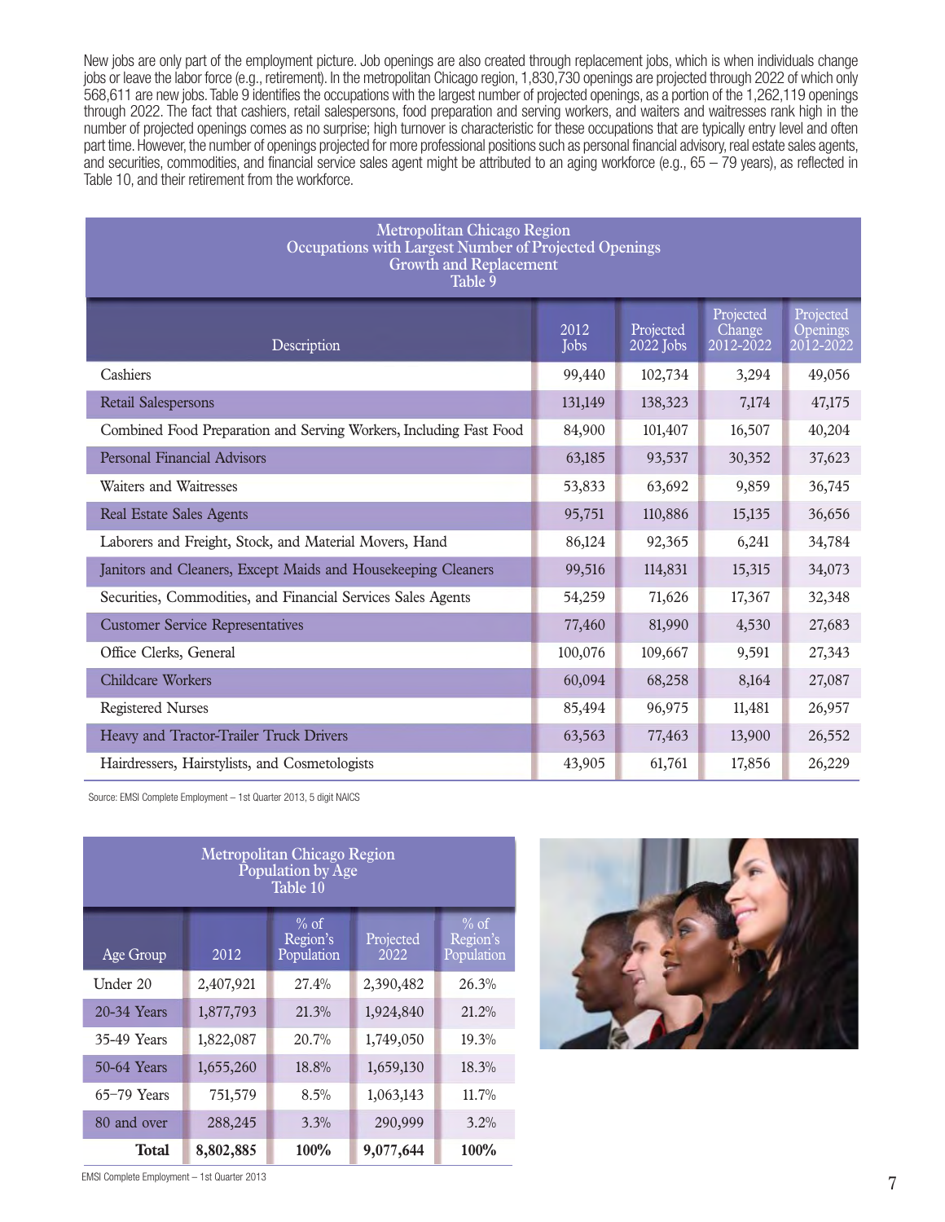New jobs are only part of the employment picture. Job openings are also created through replacement jobs, which is when individuals change jobs or leave the labor force (e.g., retirement). In the metropolitan Chicago region, 1,830,730 openings are projected through 2022 of which only 568,611 are new jobs. Table 9 identifies the occupations with the largest number of projected openings, as a portion of the 1,262,119 openings through 2022. The fact that cashiers, retail salespersons, food preparation and serving workers, and waiters and waitresses rank high in the number of projected openings comes as no surprise; high turnover is characteristic for these occupations that are typically entry level and often part time. However, the number of openings projected for more professional positions such as personal financial advisory, real estate sales agents, and securities, commodities, and financial service sales agent might be attributed to an aging workforce (e.g., 65 – 79 years), as reflected in Table 10, and their retirement from the workforce.

**Metropolitan Chicago Region**
**Occupations with Largest Number of Projected Openings**
**Growth and Replacement**
**Table 9**

| Description | 2012 Jobs | Projected 2022 Jobs | Projected Change 2012-2022 | Projected Openings 2012-2022 |
|---|---|---|---|---|
| Cashiers | 99,440 | 102,734 | 3,294 | 49,056 |
| Retail Salespersons | 131,149 | 138,323 | 7,174 | 47,175 |
| Combined Food Preparation and Serving Workers, Including Fast Food | 84,900 | 101,407 | 16,507 | 40,204 |
| Personal Financial Advisors | 63,185 | 93,537 | 30,352 | 37,623 |
| Waiters and Waitresses | 53,833 | 63,692 | 9,859 | 36,745 |
| Real Estate Sales Agents | 95,751 | 110,886 | 15,135 | 36,656 |
| Laborers and Freight, Stock, and Material Movers, Hand | 86,124 | 92,365 | 6,241 | 34,784 |
| Janitors and Cleaners, Except Maids and Housekeeping Cleaners | 99,516 | 114,831 | 15,315 | 34,073 |
| Securities, Commodities, and Financial Services Sales Agents | 54,259 | 71,626 | 17,367 | 32,348 |
| Customer Service Representatives | 77,460 | 81,990 | 4,530 | 27,683 |
| Office Clerks, General | 100,076 | 109,667 | 9,591 | 27,343 |
| Childcare Workers | 60,094 | 68,258 | 8,164 | 27,087 |
| Registered Nurses | 85,494 | 96,975 | 11,481 | 26,957 |
| Heavy and Tractor-Trailer Truck Drivers | 63,563 | 77,463 | 13,900 | 26,552 |
| Hairdressers, Hairstylists, and Cosmetologists | 43,905 | 61,761 | 17,856 | 26,229 |

Source: EMSI Complete Employment – 1st Quarter 2013, 5 digit NAICS

**Metropolitan Chicago Region**
**Population by Age**
**Table 10**

| Age Group | 2012 | % of Region's Population | Projected 2022 | % of Region's Population |
|---|---|---|---|---|
| Under 20 | 2,407,921 | 27.4% | 2,390,482 | 26.3% |
| 20-34 Years | 1,877,793 | 21.3% | 1,924,840 | 21.2% |
| 35-49 Years | 1,822,087 | 20.7% | 1,749,050 | 19.3% |
| 50-64 Years | 1,655,260 | 18.8% | 1,659,130 | 18.3% |
| 65–79 Years | 751,579 | 8.5% | 1,063,143 | 11.7% |
| 80 and over | 288,245 | 3.3% | 290,999 | 3.2% |
| **Total** | **8,802,885** | **100%** | **9,077,644** | **100%** |

EMSI Complete Employment – 1st Quarter 2013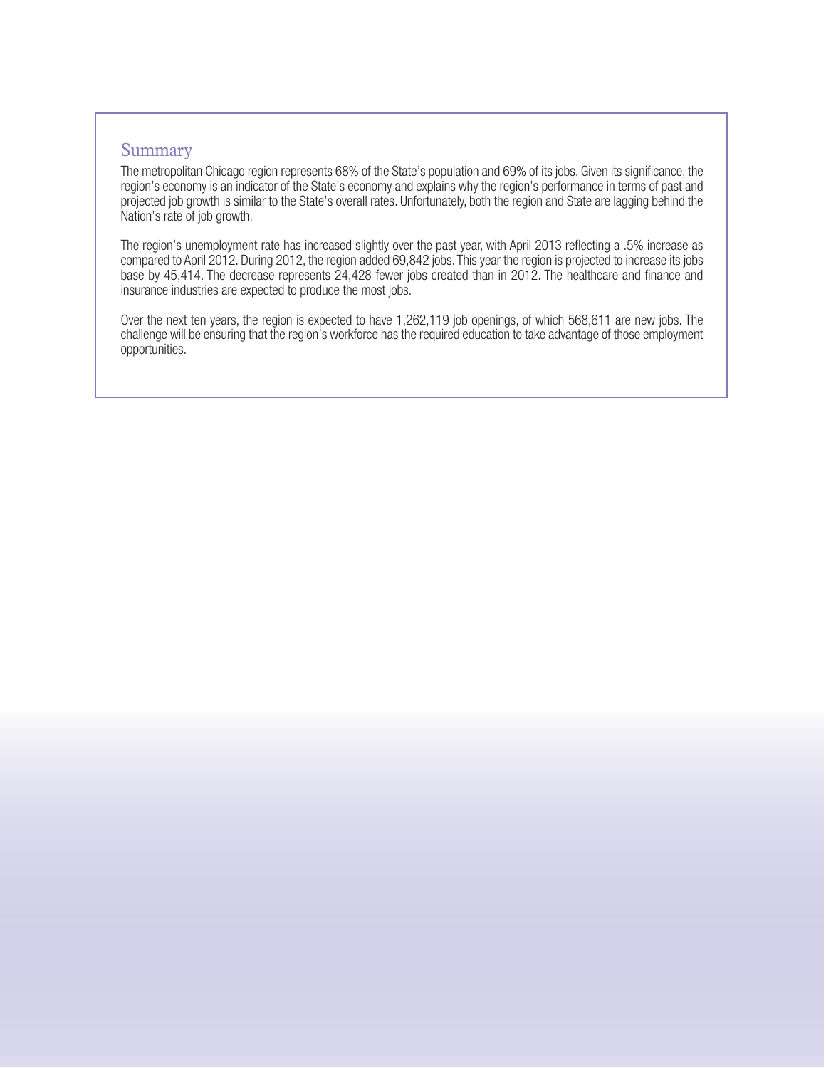## Summary

The metropolitan Chicago region represents 68% of the State's population and 69% of its jobs. Given its significance, the region's economy is an indicator of the State's economy and explains why the region's performance in terms of past and projected job growth is similar to the State's overall rates. Unfortunately, both the region and State are lagging behind the Nation's rate of job growth.

The region's unemployment rate has increased slightly over the past year, with April 2013 reflecting a .5% increase as compared to April 2012. During 2012, the region added 69,842 jobs. This year the region is projected to increase its jobs base by 45,414. The decrease represents 24,428 fewer jobs created than in 2012. The healthcare and finance and insurance industries are expected to produce the most jobs.

Over the next ten years, the region is expected to have 1,262,119 job openings, of which 568,611 are new jobs. The challenge will be ensuring that the region's workforce has the required education to take advantage of those employment opportunities.